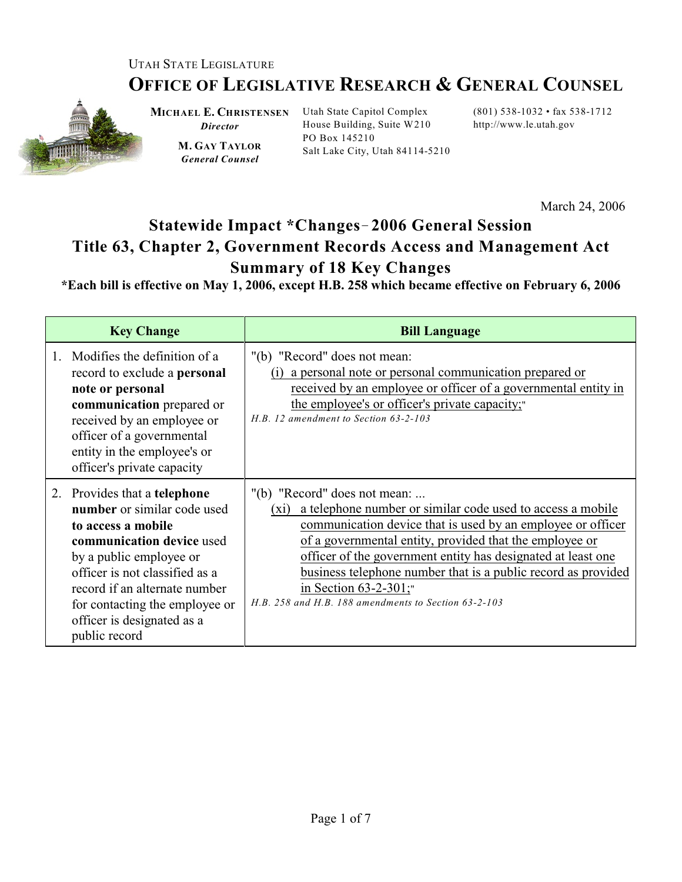UTAH STATE LEGISLATURE

# OFFICE OF LEGISLATIVE RESEARCH & GENERAL COUNSEL

**MICHAEL E. CHRISTENSEN**
*Director*

**M. GAY TAYLOR**
*General Counsel*

Utah State Capitol Complex
House Building, Suite W210
PO Box 145210
Salt Lake City, Utah 84114-5210

(801) 538-1032 • fax 538-1712
http://www.le.utah.gov

March 24, 2006

## Statewide Impact *Changes – 2006 General Session
## Title 63, Chapter 2, Government Records Access and Management Act
## Summary of 18 Key Changes

**\*Each bill is effective on May 1, 2006, except H.B. 258 which became effective on February 6, 2006**

| Key Change | Bill Language |
|---|---|
| 1. Modifies the definition of a record to exclude a **personal note or personal communication** prepared or received by an employee or officer of a governmental entity in the employee's or officer's private capacity | "(b) "Record" does not mean: (i) <u>a personal note or personal communication prepared or received by an employee or officer of a governmental entity in the employee's or officer's private capacity;</u>" *H.B. 12 amendment to Section 63-2-103* |
| 2. Provides that a **telephone number** or similar code used **to access a mobile communication device** used by a public employee or officer is not classified as a record if an alternate number for contacting the employee or officer is designated as a public record | "(b) "Record" does not mean: ... (xi) <u>a telephone number or similar code used to access a mobile communication device that is used by an employee or officer of a governmental entity, provided that the employee or officer of the government entity has designated at least one business telephone number that is a public record as provided in Section 63-2-301;</u>" *H.B. 258 and H.B. 188 amendments to Section 63-2-103* |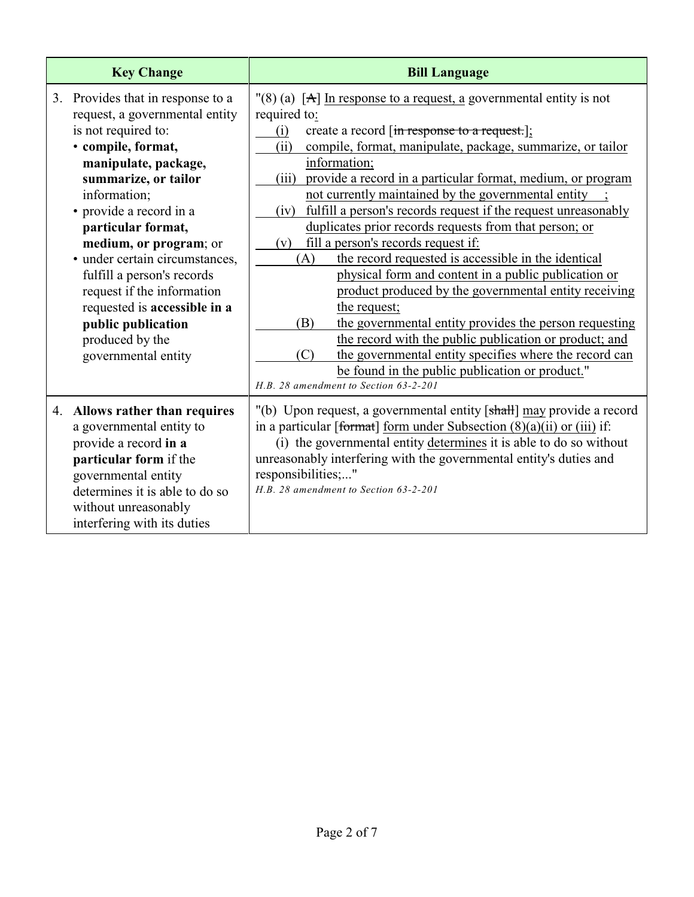| Key Change | Bill Language |
|---|---|
| 3. Provides that in response to a request, a governmental entity is not required to:<br>• **compile, format, manipulate, package, summarize, or tailor** information;<br>• provide a record in a **particular format, medium, or program**; or<br>• under certain circumstances, fulfill a person's records request if the information requested is **accessible in a public publication** produced by the governmental entity | "(8) (a) [~~A~~] <u>In response to a request, a</u> governmental entity is not required to<u>:</u><br><u>(i)</u> create a record [~~in response to a request.~~]<u>;</u><br><u>(ii) compile, format, manipulate, package, summarize, or tailor information;</u><br><u>(iii) provide a record in a particular format, medium, or program not currently maintained by the governmental entity ;</u><br><u>(iv) fulfill a person's records request if the request unreasonably duplicates prior records requests from that person; or</u><br><u>(v) fill a person's records request if:</u><br><u>(A) the record requested is accessible in the identical physical form and content in a public publication or product produced by the governmental entity receiving the request;</u><br><u>(B) the governmental entity provides the person requesting the record with the public publication or product; and</u><br><u>(C) the governmental entity specifies where the record can be found in the public publication or product.</u>"<br>*H.B. 28 amendment to Section 63-2-201* |
| 4. **Allows rather than requires** a governmental entity to provide a record **in a particular form** if the governmental entity determines it is able to do so without unreasonably interfering with its duties | "(b) Upon request, a governmental entity [~~shall~~] <u>may</u> provide a record in a particular [~~format~~] <u>form under Subsection (8)(a)(ii) or (iii)</u> if:<br>(i) the governmental entity <u>determines</u> it is able to do so without unreasonably interfering with the governmental entity's duties and responsibilities;..."<br>*H.B. 28 amendment to Section 63-2-201* |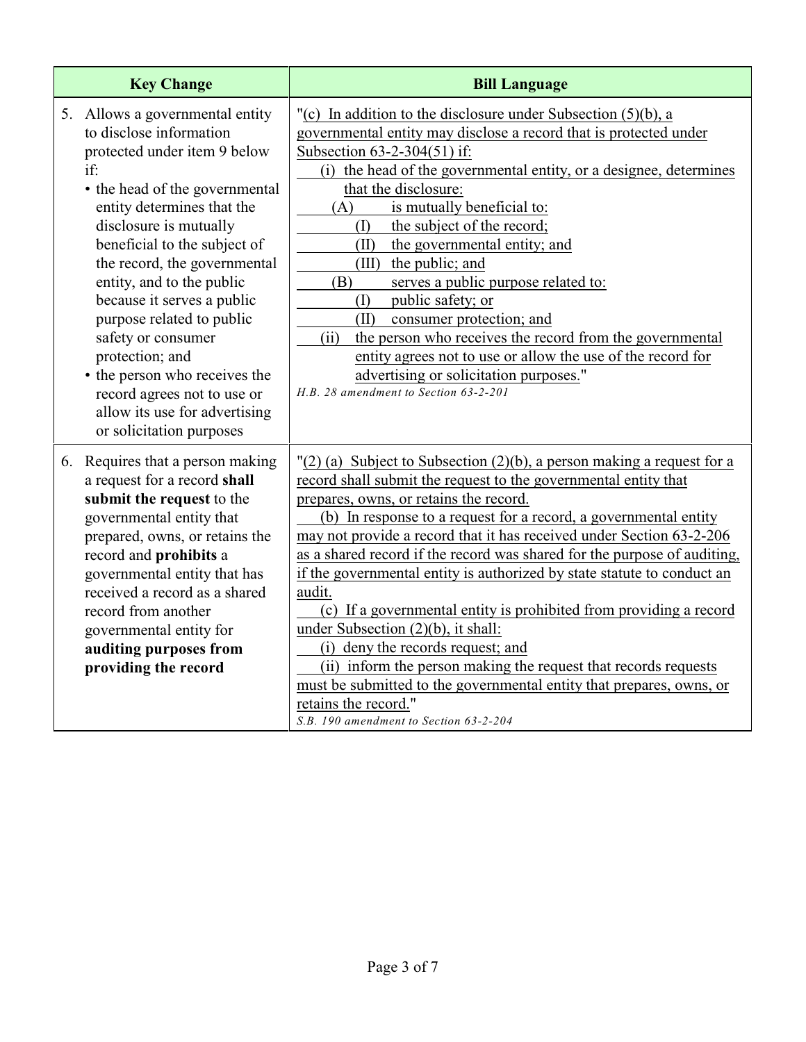| Key Change | Bill Language |
|---|---|
| 5. Allows a governmental entity to disclose information protected under item 9 below if:<br>• the head of the governmental entity determines that the disclosure is mutually beneficial to the subject of the record, the governmental entity, and to the public because it serves a public purpose related to public safety or consumer protection; and<br>• the person who receives the record agrees not to use or allow its use for advertising or solicitation purposes | "(c) In addition to the disclosure under Subsection (5)(b), a governmental entity may disclose a record that is protected under Subsection 63-2-304(51) if:<br>(i) the head of the governmental entity, or a designee, determines that the disclosure:<br>(A) is mutually beneficial to:<br>(I) the subject of the record;<br>(II) the governmental entity; and<br>(III) the public; and<br>(B) serves a public purpose related to:<br>(I) public safety; or<br>(II) consumer protection; and<br>(ii) the person who receives the record from the governmental entity agrees not to use or allow the use of the record for advertising or solicitation purposes."<br>*H.B. 28 amendment to Section 63-2-201* |
| 6. Requires that a person making a request for a record **shall submit the request** to the governmental entity that prepared, owns, or retains the record and **prohibits** a governmental entity that has received a record as a shared record from another governmental entity for **auditing purposes from providing the record** | "(2) (a) Subject to Subsection (2)(b), a person making a request for a record shall submit the request to the governmental entity that prepares, owns, or retains the record.<br>(b) In response to a request for a record, a governmental entity may not provide a record that it has received under Section 63-2-206 as a shared record if the record was shared for the purpose of auditing, if the governmental entity is authorized by state statute to conduct an audit.<br>(c) If a governmental entity is prohibited from providing a record under Subsection (2)(b), it shall:<br>(i) deny the records request; and<br>(ii) inform the person making the request that records requests must be submitted to the governmental entity that prepares, owns, or retains the record."<br>*S.B. 190 amendment to Section 63-2-204* |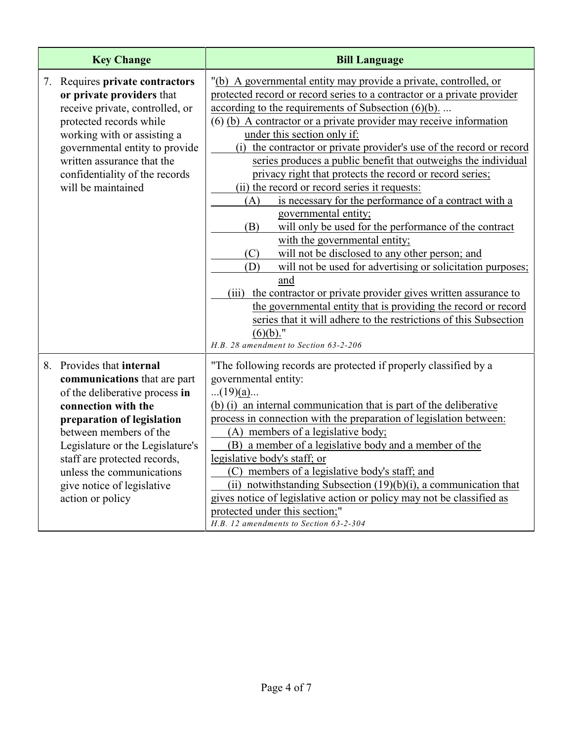| Key Change | Bill Language |
|---|---|
| 7. Requires **private contractors or private providers** that receive private, controlled, or protected records while working with or assisting a governmental entity to provide written assurance that the confidentiality of the records will be maintained | "(b) A governmental entity may provide a private, controlled, or protected record or record series to a contractor or a private provider according to the requirements of Subsection (6)(b). ...<br>(6) (b) A contractor or a private provider may receive information under this section only if:<br>(i) the contractor or private provider's use of the record or record series produces a public benefit that outweighs the individual privacy right that protects the record or record series;<br>(ii) the record or record series it requests:<br>(A) is necessary for the performance of a contract with a governmental entity;<br>(B) will only be used for the performance of the contract with the governmental entity;<br>(C) will not be disclosed to any other person; and<br>(D) will not be used for advertising or solicitation purposes; and<br>(iii) the contractor or private provider gives written assurance to the governmental entity that is providing the record or record series that it will adhere to the restrictions of this Subsection (6)(b)."<br>*H.B. 28 amendment to Section 63-2-206* |
| 8. Provides that **internal communications** that are part of the deliberative process **in connection with the preparation of legislation** between members of the Legislature or the Legislature's staff are protected records, unless the communications give notice of legislative action or policy | "The following records are protected if properly classified by a governmental entity:<br>...(19)(a)...<br>(b) (i) an internal communication that is part of the deliberative process in connection with the preparation of legislation between:<br>(A) members of a legislative body;<br>(B) a member of a legislative body and a member of the legislative body's staff; or<br>(C) members of a legislative body's staff; and<br>(ii) notwithstanding Subsection (19)(b)(i), a communication that gives notice of legislative action or policy may not be classified as protected under this section;"<br>*H.B. 12 amendments to Section 63-2-304* |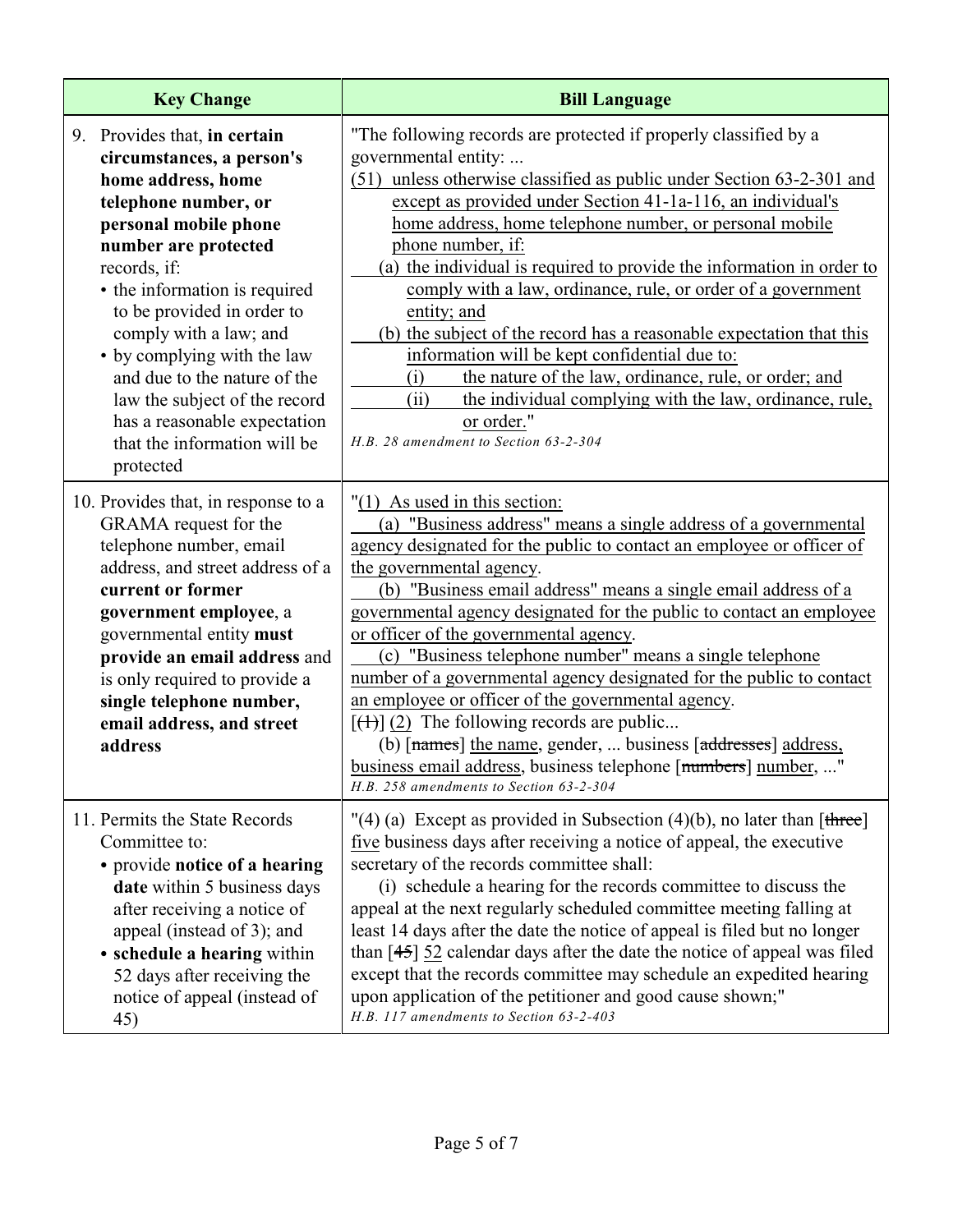| Key Change | Bill Language |
|---|---|
| 9. Provides that, **in certain circumstances, a person's home address, home telephone number, or personal mobile phone number are protected** records, if:<br>• the information is required to be provided in order to comply with a law; and<br>• by complying with the law and due to the nature of the law the subject of the record has a reasonable expectation that the information will be protected | "The following records are protected if properly classified by a governmental entity: ...<br><u>(51) unless otherwise classified as public under Section 63-2-301 and except as provided under Section 41-1a-116, an individual's home address, home telephone number, or personal mobile phone number, if:</u><br><u>(a) the individual is required to provide the information in order to comply with a law, ordinance, rule, or order of a government entity; and</u><br><u>(b) the subject of the record has a reasonable expectation that this information will be kept confidential due to:</u><br><u>(i) the nature of the law, ordinance, rule, or order; and</u><br><u>(ii) the individual complying with the law, ordinance, rule, or order.</u>"<br>*H.B. 28 amendment to Section 63-2-304* |
| 10. Provides that, in response to a GRAMA request for the telephone number, email address, and street address of a **current or former government employee**, a governmental entity **must provide an email address** and is only required to provide a **single telephone number, email address, and street address** | "<u>(1) As used in this section:</u><br><u>(a) "Business address" means a single address of a governmental agency designated for the public to contact an employee or officer of the governmental agency.</u><br><u>(b) "Business email address" means a single email address of a governmental agency designated for the public to contact an employee or officer of the governmental agency.</u><br><u>(c) "Business telephone number" means a single telephone number of a governmental agency designated for the public to contact an employee or officer of the governmental agency.</u><br>[~~(1)~~] <u>(2)</u> The following records are public...<br>(b) [~~names~~] <u>the name</u>, gender, ... business [~~addresses~~] <u>address, business email address</u>, business telephone [~~numbers~~] <u>number</u>, ..."<br>*H.B. 258 amendments to Section 63-2-304* |
| 11. Permits the State Records Committee to:<br>• provide **notice of a hearing date** within 5 business days after receiving a notice of appeal (instead of 3); and<br>• **schedule a hearing** within 52 days after receiving the notice of appeal (instead of 45) | "(4) (a) Except as provided in Subsection (4)(b), no later than [~~three~~] <u>five</u> business days after receiving a notice of appeal, the executive secretary of the records committee shall:<br>(i) schedule a hearing for the records committee to discuss the appeal at the next regularly scheduled committee meeting falling at least 14 days after the date the notice of appeal is filed but no longer than [~~45~~] <u>52</u> calendar days after the date the notice of appeal was filed except that the records committee may schedule an expedited hearing upon application of the petitioner and good cause shown;"<br>*H.B. 117 amendments to Section 63-2-403* |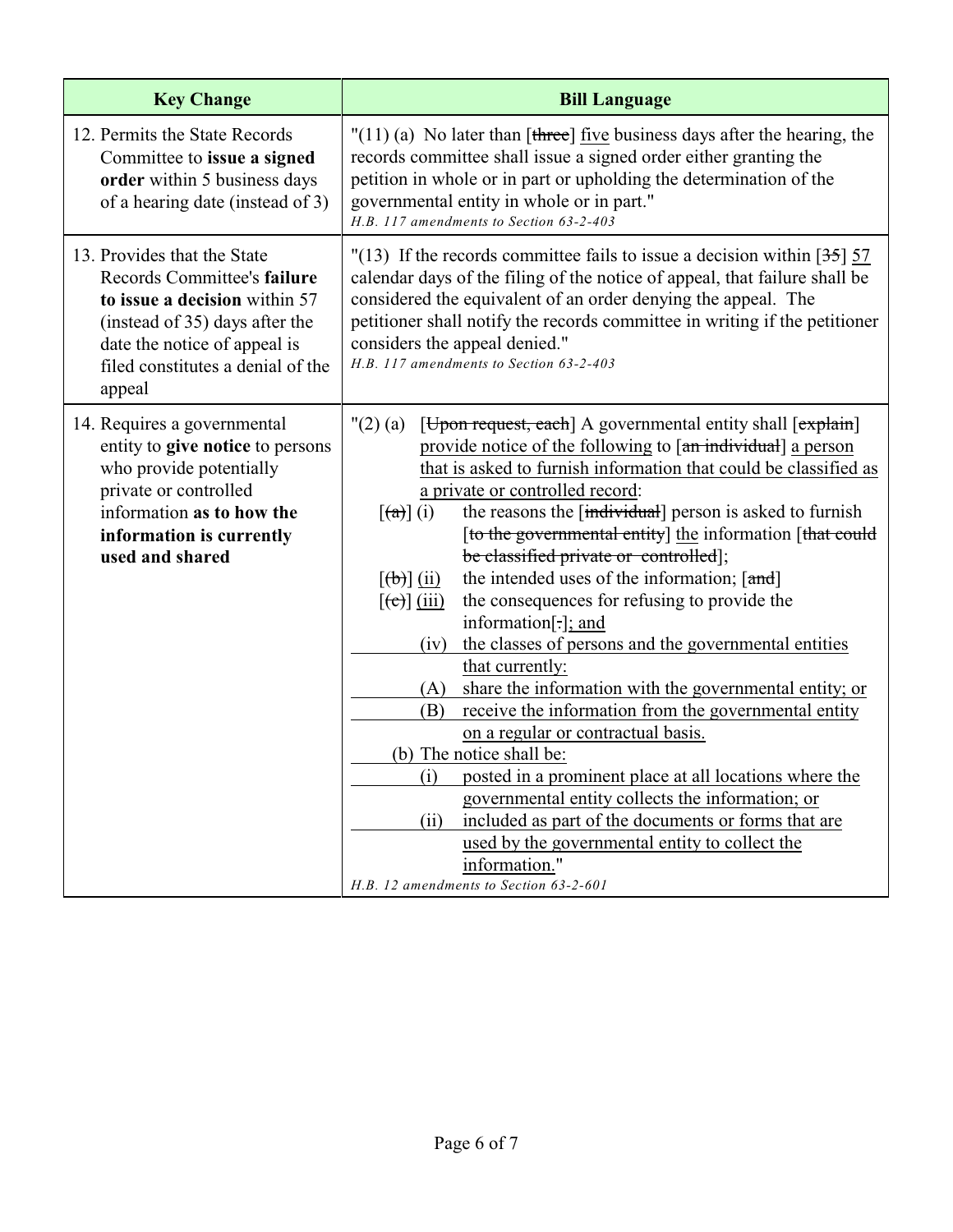| Key Change | Bill Language |
|---|---|
| 12. Permits the State Records Committee to **issue a signed order** within 5 business days of a hearing date (instead of 3) | "(11) (a) No later than [~~three~~] <u>five</u> business days after the hearing, the records committee shall issue a signed order either granting the petition in whole or in part or upholding the determination of the governmental entity in whole or in part."<br>*H.B. 117 amendments to Section 63-2-403* |
| 13. Provides that the State Records Committee's **failure to issue a decision** within 57 (instead of 35) days after the date the notice of appeal is filed constitutes a denial of the appeal | "(13) If the records committee fails to issue a decision within [~~35~~] <u>57</u> calendar days of the filing of the notice of appeal, that failure shall be considered the equivalent of an order denying the appeal. The petitioner shall notify the records committee in writing if the petitioner considers the appeal denied."<br>*H.B. 117 amendments to Section 63-2-403* |
| 14. Requires a governmental entity to **give notice** to persons who provide potentially private or controlled information **as to how the information is currently used and shared** | "(2) (a) [~~Upon request, each~~] A governmental entity shall [~~explain~~] <u>provide notice of the following</u> to [~~an individual~~] <u>a person that is asked to furnish information that could be classified as a private or controlled record</u>:<br>[~~(a)~~] <u>(i)</u> the reasons the [~~individual~~] <u>person</u> is asked to furnish [~~to the governmental entity~~] <u>the</u> information [~~that could be classified private or controlled~~];<br>[~~(b)~~] <u>(ii)</u> the intended uses of the information; [~~and~~]<br>[~~(c)~~] <u>(iii)</u> the consequences for refusing to provide the information[~~.~~]<u>; and</u><br><u>(iv) the classes of persons and the governmental entities that currently:</u><br><u>(A) share the information with the governmental entity; or</u><br><u>(B) receive the information from the governmental entity on a regular or contractual basis.</u><br><u>(b) The notice shall be:</u><br><u>(i) posted in a prominent place at all locations where the governmental entity collects the information; or</u><br><u>(ii) included as part of the documents or forms that are used by the governmental entity to collect the information.</u>"<br>*H.B. 12 amendments to Section 63-2-601* |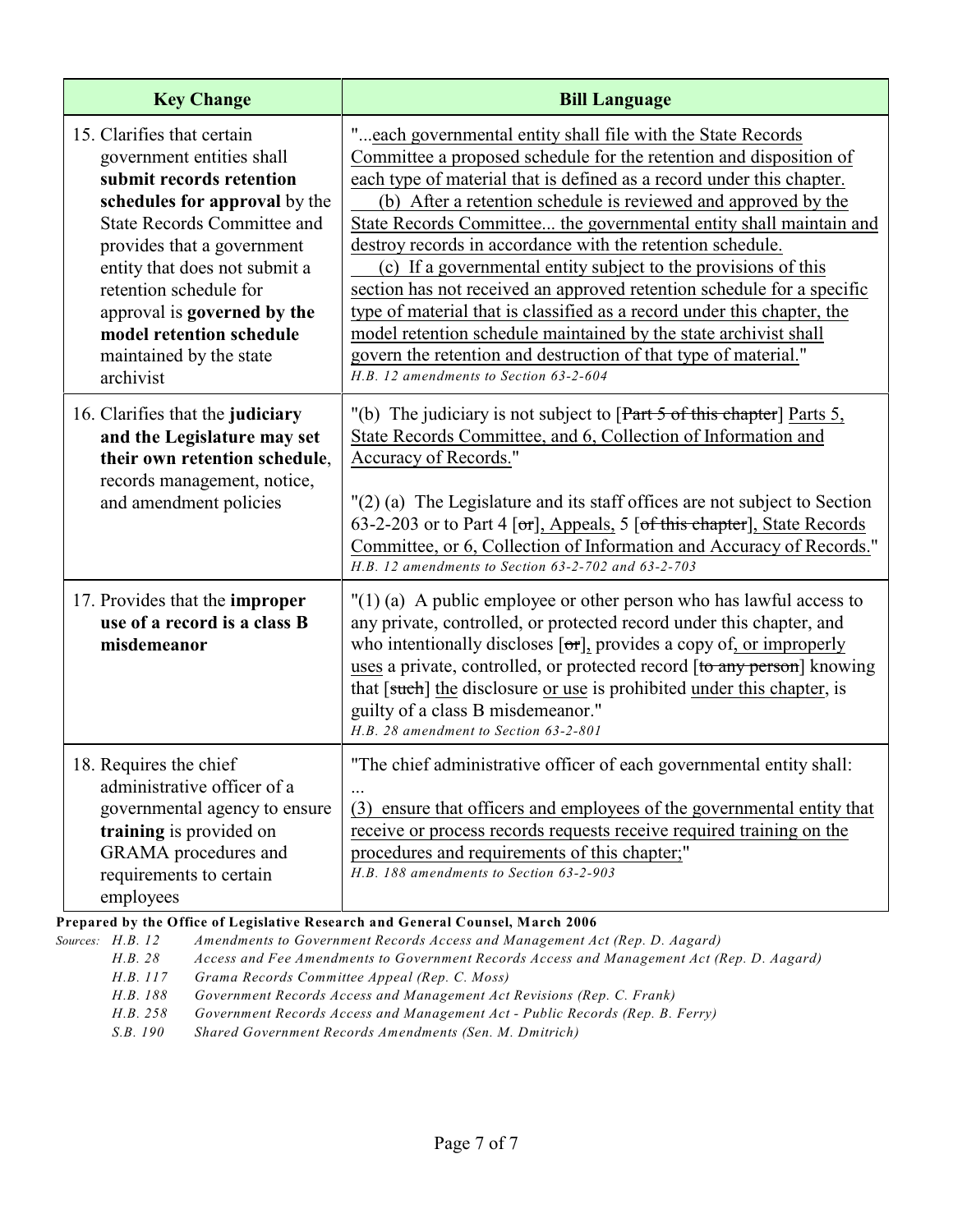| Key Change | Bill Language |
|---|---|
| 15. Clarifies that certain government entities shall **submit records retention schedules for approval** by the State Records Committee and provides that a government entity that does not submit a retention schedule for approval is **governed by the model retention schedule** maintained by the state archivist | "...each governmental entity shall file with the State Records Committee a proposed schedule for the retention and disposition of each type of material that is defined as a record under this chapter. (b) After a retention schedule is reviewed and approved by the State Records Committee... the governmental entity shall maintain and destroy records in accordance with the retention schedule. (c) If a governmental entity subject to the provisions of this section has not received an approved retention schedule for a specific type of material that is classified as a record under this chapter, the model retention schedule maintained by the state archivist shall govern the retention and destruction of that type of material." *H.B. 12 amendments to Section 63-2-604* |
| 16. Clarifies that the **judiciary and the Legislature may set their own retention schedule**, records management, notice, and amendment policies | "(b) The judiciary is not subject to [~~Part 5 of this chapter~~] Parts 5, State Records Committee, and 6, Collection of Information and Accuracy of Records." "(2) (a) The Legislature and its staff offices are not subject to Section 63-2-203 or to Part 4 [~~or~~], Appeals, 5 [~~of this chapter~~], State Records Committee, or 6, Collection of Information and Accuracy of Records." *H.B. 12 amendments to Section 63-2-702 and 63-2-703* |
| 17. Provides that the **improper use of a record is a class B misdemeanor** | "(1) (a) A public employee or other person who has lawful access to any private, controlled, or protected record under this chapter, and who intentionally discloses [~~or~~], provides a copy of, or improperly uses a private, controlled, or protected record [~~to any person~~] knowing that [~~such~~] the disclosure or use is prohibited under this chapter, is guilty of a class B misdemeanor." *H.B. 28 amendment to Section 63-2-801* |
| 18. Requires the chief administrative officer of a governmental agency to ensure **training** is provided on GRAMA procedures and requirements to certain employees | "The chief administrative officer of each governmental entity shall: ... (3) ensure that officers and employees of the governmental entity that receive or process records requests receive required training on the procedures and requirements of this chapter;" *H.B. 188 amendments to Section 63-2-903* |

**Prepared by the Office of Legislative Research and General Counsel, March 2006**

*Sources:*

- *H.B. 12 — Amendments to Government Records Access and Management Act (Rep. D. Aagard)*
- *H.B. 28 — Access and Fee Amendments to Government Records Access and Management Act (Rep. D. Aagard)*
- *H.B. 117 — Grama Records Committee Appeal (Rep. C. Moss)*
- *H.B. 188 — Government Records Access and Management Act Revisions (Rep. C. Frank)*
- *H.B. 258 — Government Records Access and Management Act - Public Records (Rep. B. Ferry)*
- *S.B. 190 — Shared Government Records Amendments (Sen. M. Dmitrich)*